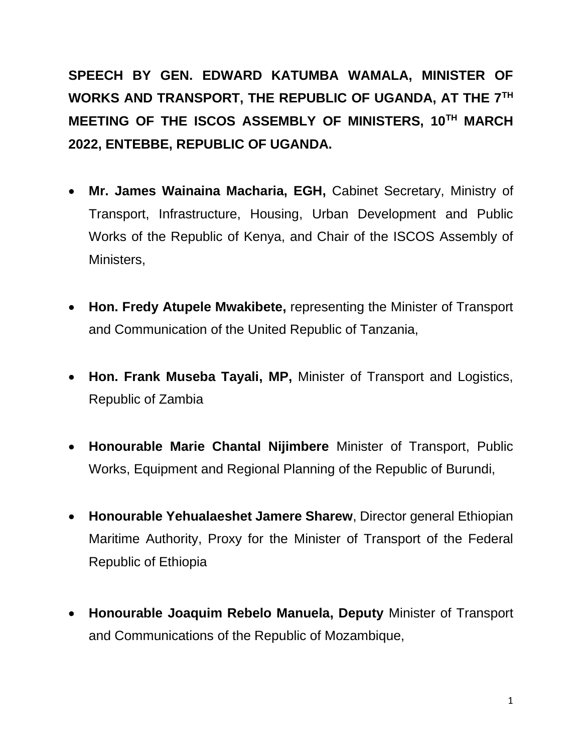**SPEECH BY GEN. EDWARD KATUMBA WAMALA, MINISTER OF WORKS AND TRANSPORT, THE REPUBLIC OF UGANDA, AT THE 7TH MEETING OF THE ISCOS ASSEMBLY OF MINISTERS, 10TH MARCH 2022, ENTEBBE, REPUBLIC OF UGANDA.**

- **Mr. James Wainaina Macharia, EGH,** Cabinet Secretary, Ministry of Transport, Infrastructure, Housing, Urban Development and Public Works of the Republic of Kenya, and Chair of the ISCOS Assembly of Ministers,

- **Hon. Fredy Atupele Mwakibete,** representing the Minister of Transport and Communication of the United Republic of Tanzania,

- **Hon. Frank Museba Tayali, MP,** Minister of Transport and Logistics, Republic of Zambia

- **Honourable Marie Chantal Nijimbere** Minister of Transport, Public Works, Equipment and Regional Planning of the Republic of Burundi,

- **Honourable Yehualaeshet Jamere Sharew**, Director general Ethiopian Maritime Authority, Proxy for the Minister of Transport of the Federal Republic of Ethiopia

- **Honourable Joaquim Rebelo Manuela, Deputy** Minister of Transport and Communications of the Republic of Mozambique,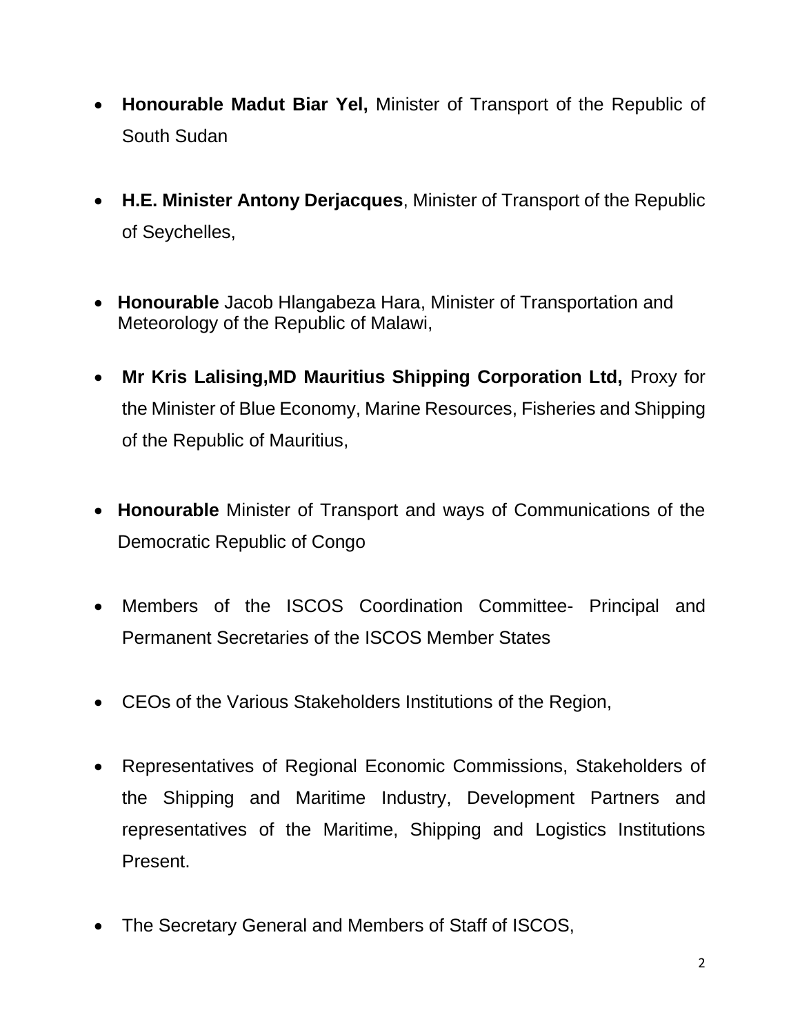- **Honourable Madut Biar Yel,** Minister of Transport of the Republic of South Sudan

- **H.E. Minister Antony Derjacques**, Minister of Transport of the Republic of Seychelles,

- **Honourable** Jacob Hlangabeza Hara, Minister of Transportation and Meteorology of the Republic of Malawi,

- **Mr Kris Lalising,MD Mauritius Shipping Corporation Ltd,** Proxy for the Minister of Blue Economy, Marine Resources, Fisheries and Shipping of the Republic of Mauritius,

- **Honourable** Minister of Transport and ways of Communications of the Democratic Republic of Congo

- Members of the ISCOS Coordination Committee- Principal and Permanent Secretaries of the ISCOS Member States

- CEOs of the Various Stakeholders Institutions of the Region,

- Representatives of Regional Economic Commissions, Stakeholders of the Shipping and Maritime Industry, Development Partners and representatives of the Maritime, Shipping and Logistics Institutions Present.

- The Secretary General and Members of Staff of ISCOS,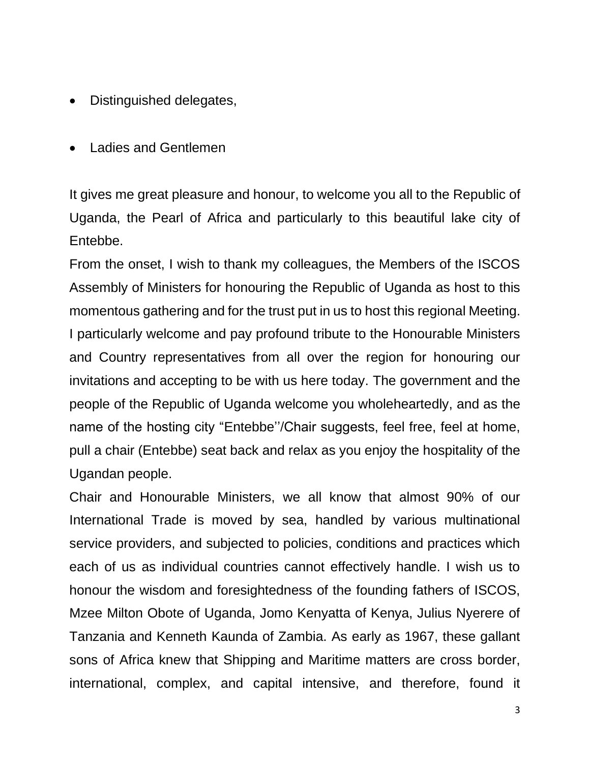- Distinguished delegates,
- Ladies and Gentlemen

It gives me great pleasure and honour, to welcome you all to the Republic of Uganda, the Pearl of Africa and particularly to this beautiful lake city of Entebbe.

From the onset, I wish to thank my colleagues, the Members of the ISCOS Assembly of Ministers for honouring the Republic of Uganda as host to this momentous gathering and for the trust put in us to host this regional Meeting. I particularly welcome and pay profound tribute to the Honourable Ministers and Country representatives from all over the region for honouring our invitations and accepting to be with us here today. The government and the people of the Republic of Uganda welcome you wholeheartedly, and as the name of the hosting city "Entebbe''/Chair suggests, feel free, feel at home, pull a chair (Entebbe) seat back and relax as you enjoy the hospitality of the Ugandan people.

Chair and Honourable Ministers, we all know that almost 90% of our International Trade is moved by sea, handled by various multinational service providers, and subjected to policies, conditions and practices which each of us as individual countries cannot effectively handle. I wish us to honour the wisdom and foresightedness of the founding fathers of ISCOS, Mzee Milton Obote of Uganda, Jomo Kenyatta of Kenya, Julius Nyerere of Tanzania and Kenneth Kaunda of Zambia. As early as 1967, these gallant sons of Africa knew that Shipping and Maritime matters are cross border, international, complex, and capital intensive, and therefore, found it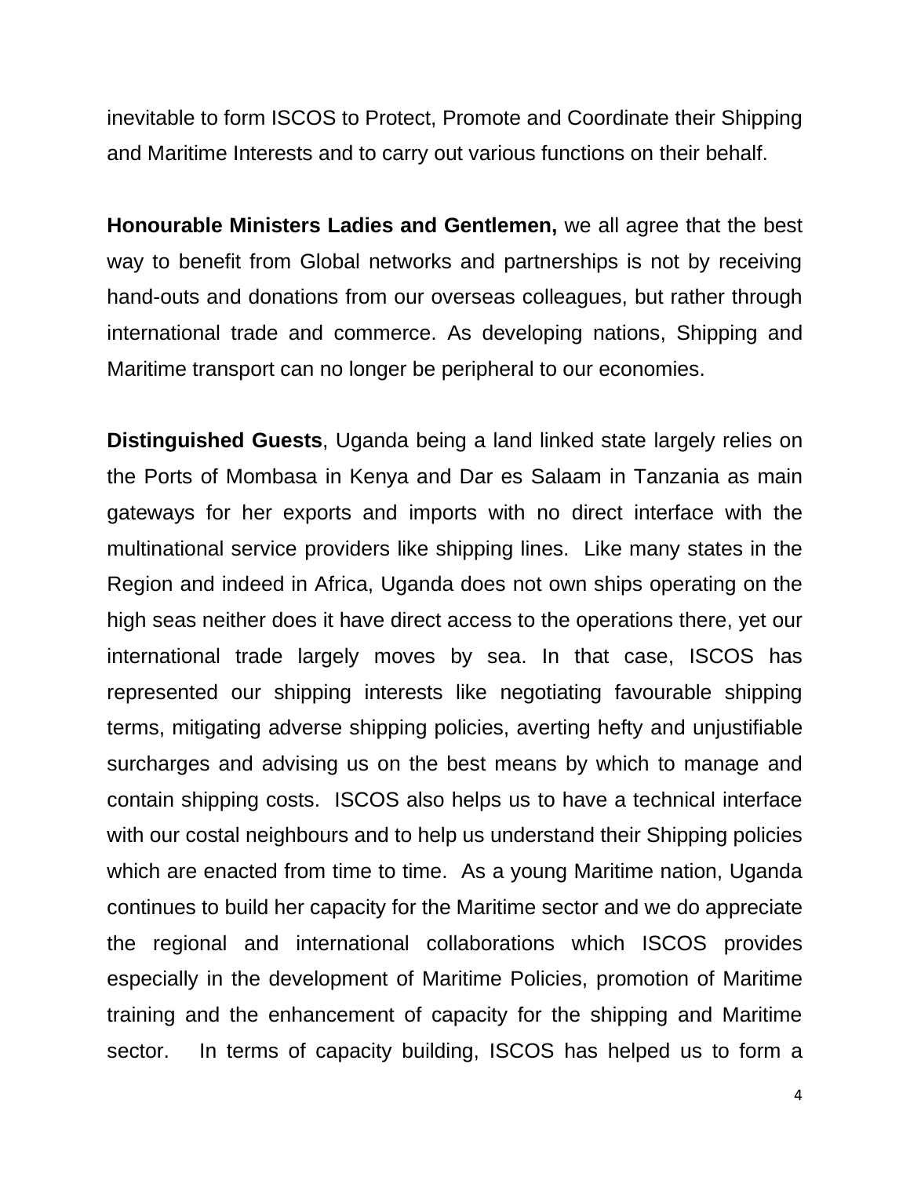inevitable to form ISCOS to Protect, Promote and Coordinate their Shipping and Maritime Interests and to carry out various functions on their behalf.

**Honourable Ministers Ladies and Gentlemen,** we all agree that the best way to benefit from Global networks and partnerships is not by receiving hand-outs and donations from our overseas colleagues, but rather through international trade and commerce. As developing nations, Shipping and Maritime transport can no longer be peripheral to our economies.

**Distinguished Guests**, Uganda being a land linked state largely relies on the Ports of Mombasa in Kenya and Dar es Salaam in Tanzania as main gateways for her exports and imports with no direct interface with the multinational service providers like shipping lines. Like many states in the Region and indeed in Africa, Uganda does not own ships operating on the high seas neither does it have direct access to the operations there, yet our international trade largely moves by sea. In that case, ISCOS has represented our shipping interests like negotiating favourable shipping terms, mitigating adverse shipping policies, averting hefty and unjustifiable surcharges and advising us on the best means by which to manage and contain shipping costs. ISCOS also helps us to have a technical interface with our costal neighbours and to help us understand their Shipping policies which are enacted from time to time. As a young Maritime nation, Uganda continues to build her capacity for the Maritime sector and we do appreciate the regional and international collaborations which ISCOS provides especially in the development of Maritime Policies, promotion of Maritime training and the enhancement of capacity for the shipping and Maritime sector. In terms of capacity building, ISCOS has helped us to form a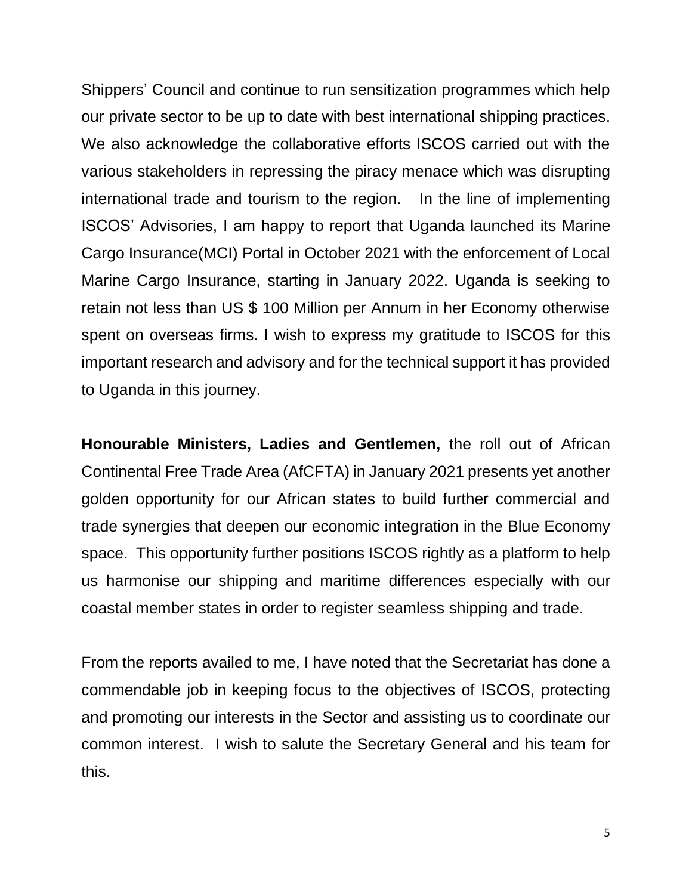Shippers' Council and continue to run sensitization programmes which help our private sector to be up to date with best international shipping practices. We also acknowledge the collaborative efforts ISCOS carried out with the various stakeholders in repressing the piracy menace which was disrupting international trade and tourism to the region.   In the line of implementing ISCOS' Advisories, I am happy to report that Uganda launched its Marine Cargo Insurance(MCI) Portal in October 2021 with the enforcement of Local Marine Cargo Insurance, starting in January 2022. Uganda is seeking to retain not less than US $ 100 Million per Annum in her Economy otherwise spent on overseas firms. I wish to express my gratitude to ISCOS for this important research and advisory and for the technical support it has provided to Uganda in this journey.

**Honourable Ministers, Ladies and Gentlemen,** the roll out of African Continental Free Trade Area (AfCFTA) in January 2021 presents yet another golden opportunity for our African states to build further commercial and trade synergies that deepen our economic integration in the Blue Economy space.  This opportunity further positions ISCOS rightly as a platform to help us harmonise our shipping and maritime differences especially with our coastal member states in order to register seamless shipping and trade.

From the reports availed to me, I have noted that the Secretariat has done a commendable job in keeping focus to the objectives of ISCOS, protecting and promoting our interests in the Sector and assisting us to coordinate our common interest.  I wish to salute the Secretary General and his team for this.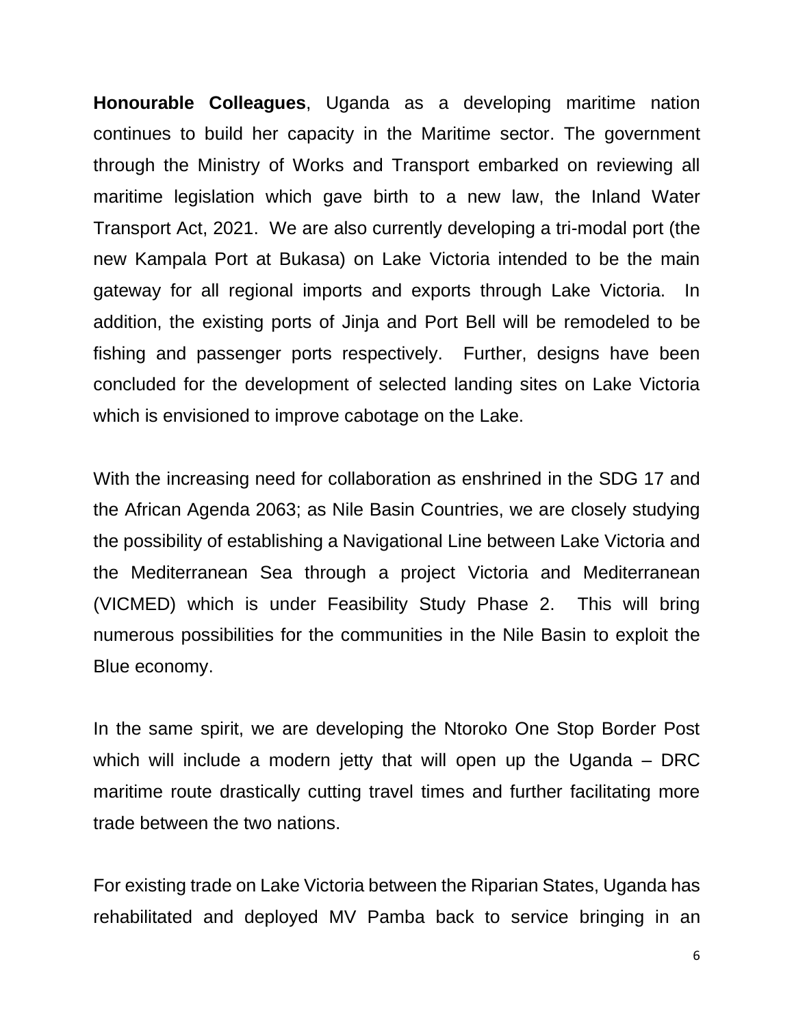**Honourable Colleagues**, Uganda as a developing maritime nation continues to build her capacity in the Maritime sector. The government through the Ministry of Works and Transport embarked on reviewing all maritime legislation which gave birth to a new law, the Inland Water Transport Act, 2021. We are also currently developing a tri-modal port (the new Kampala Port at Bukasa) on Lake Victoria intended to be the main gateway for all regional imports and exports through Lake Victoria. In addition, the existing ports of Jinja and Port Bell will be remodeled to be fishing and passenger ports respectively. Further, designs have been concluded for the development of selected landing sites on Lake Victoria which is envisioned to improve cabotage on the Lake.

With the increasing need for collaboration as enshrined in the SDG 17 and the African Agenda 2063; as Nile Basin Countries, we are closely studying the possibility of establishing a Navigational Line between Lake Victoria and the Mediterranean Sea through a project Victoria and Mediterranean (VICMED) which is under Feasibility Study Phase 2. This will bring numerous possibilities for the communities in the Nile Basin to exploit the Blue economy.

In the same spirit, we are developing the Ntoroko One Stop Border Post which will include a modern jetty that will open up the Uganda – DRC maritime route drastically cutting travel times and further facilitating more trade between the two nations.

For existing trade on Lake Victoria between the Riparian States, Uganda has rehabilitated and deployed MV Pamba back to service bringing in an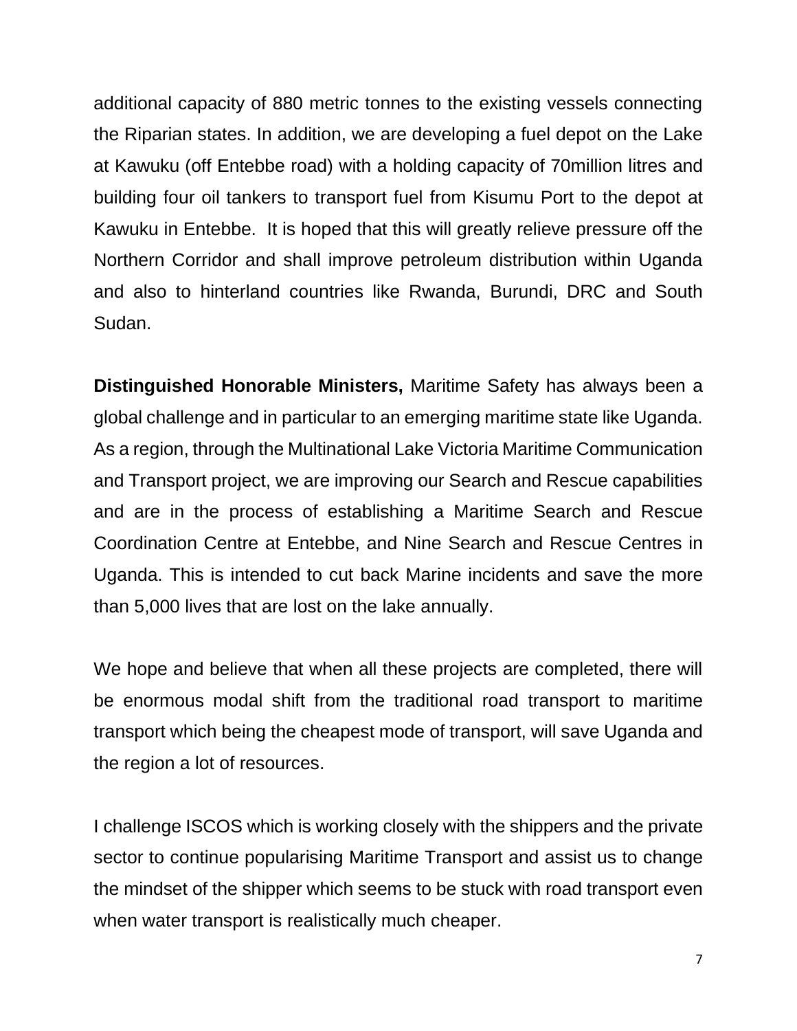additional capacity of 880 metric tonnes to the existing vessels connecting the Riparian states. In addition, we are developing a fuel depot on the Lake at Kawuku (off Entebbe road) with a holding capacity of 70million litres and building four oil tankers to transport fuel from Kisumu Port to the depot at Kawuku in Entebbe. It is hoped that this will greatly relieve pressure off the Northern Corridor and shall improve petroleum distribution within Uganda and also to hinterland countries like Rwanda, Burundi, DRC and South Sudan.

**Distinguished Honorable Ministers,** Maritime Safety has always been a global challenge and in particular to an emerging maritime state like Uganda. As a region, through the Multinational Lake Victoria Maritime Communication and Transport project, we are improving our Search and Rescue capabilities and are in the process of establishing a Maritime Search and Rescue Coordination Centre at Entebbe, and Nine Search and Rescue Centres in Uganda. This is intended to cut back Marine incidents and save the more than 5,000 lives that are lost on the lake annually.

We hope and believe that when all these projects are completed, there will be enormous modal shift from the traditional road transport to maritime transport which being the cheapest mode of transport, will save Uganda and the region a lot of resources.

I challenge ISCOS which is working closely with the shippers and the private sector to continue popularising Maritime Transport and assist us to change the mindset of the shipper which seems to be stuck with road transport even when water transport is realistically much cheaper.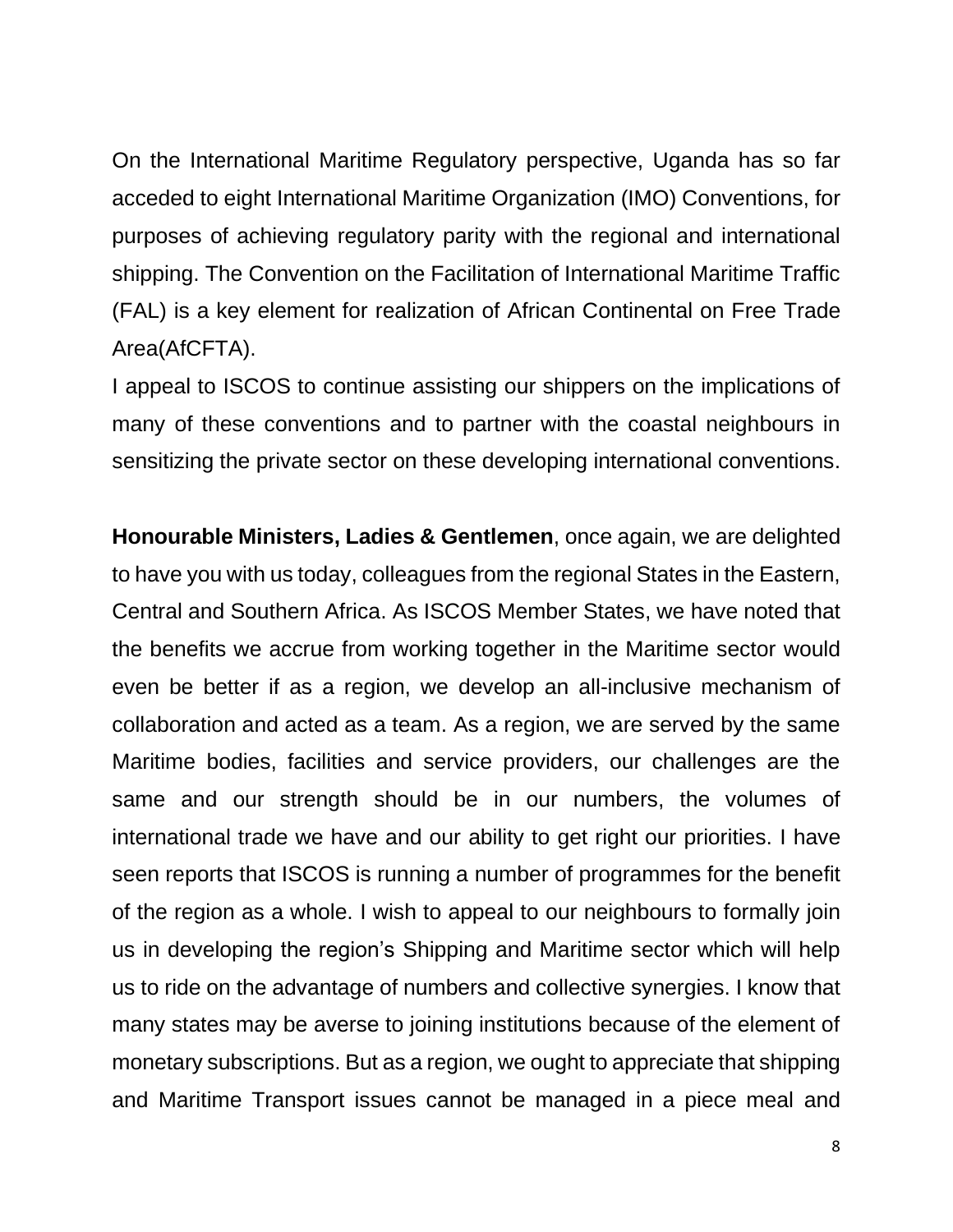On the International Maritime Regulatory perspective, Uganda has so far acceded to eight International Maritime Organization (IMO) Conventions, for purposes of achieving regulatory parity with the regional and international shipping. The Convention on the Facilitation of International Maritime Traffic (FAL) is a key element for realization of African Continental on Free Trade Area(AfCFTA).

I appeal to ISCOS to continue assisting our shippers on the implications of many of these conventions and to partner with the coastal neighbours in sensitizing the private sector on these developing international conventions.

**Honourable Ministers, Ladies & Gentlemen**, once again, we are delighted to have you with us today, colleagues from the regional States in the Eastern, Central and Southern Africa. As ISCOS Member States, we have noted that the benefits we accrue from working together in the Maritime sector would even be better if as a region, we develop an all-inclusive mechanism of collaboration and acted as a team. As a region, we are served by the same Maritime bodies, facilities and service providers, our challenges are the same and our strength should be in our numbers, the volumes of international trade we have and our ability to get right our priorities. I have seen reports that ISCOS is running a number of programmes for the benefit of the region as a whole. I wish to appeal to our neighbours to formally join us in developing the region's Shipping and Maritime sector which will help us to ride on the advantage of numbers and collective synergies. I know that many states may be averse to joining institutions because of the element of monetary subscriptions. But as a region, we ought to appreciate that shipping and Maritime Transport issues cannot be managed in a piece meal and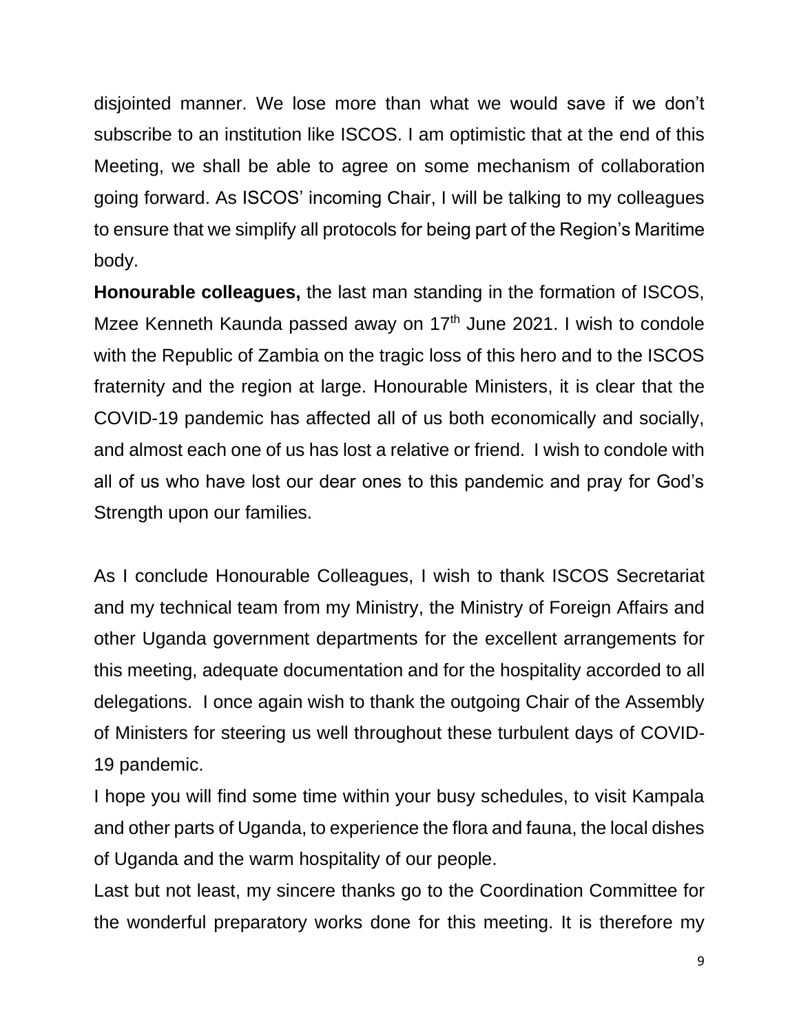disjointed manner. We lose more than what we would save if we don't subscribe to an institution like ISCOS. I am optimistic that at the end of this Meeting, we shall be able to agree on some mechanism of collaboration going forward. As ISCOS' incoming Chair, I will be talking to my colleagues to ensure that we simplify all protocols for being part of the Region's Maritime body.

**Honourable colleagues,** the last man standing in the formation of ISCOS, Mzee Kenneth Kaunda passed away on 17th June 2021. I wish to condole with the Republic of Zambia on the tragic loss of this hero and to the ISCOS fraternity and the region at large. Honourable Ministers, it is clear that the COVID-19 pandemic has affected all of us both economically and socially, and almost each one of us has lost a relative or friend. I wish to condole with all of us who have lost our dear ones to this pandemic and pray for God's Strength upon our families.

As I conclude Honourable Colleagues, I wish to thank ISCOS Secretariat and my technical team from my Ministry, the Ministry of Foreign Affairs and other Uganda government departments for the excellent arrangements for this meeting, adequate documentation and for the hospitality accorded to all delegations. I once again wish to thank the outgoing Chair of the Assembly of Ministers for steering us well throughout these turbulent days of COVID-19 pandemic.

I hope you will find some time within your busy schedules, to visit Kampala and other parts of Uganda, to experience the flora and fauna, the local dishes of Uganda and the warm hospitality of our people.

Last but not least, my sincere thanks go to the Coordination Committee for the wonderful preparatory works done for this meeting. It is therefore my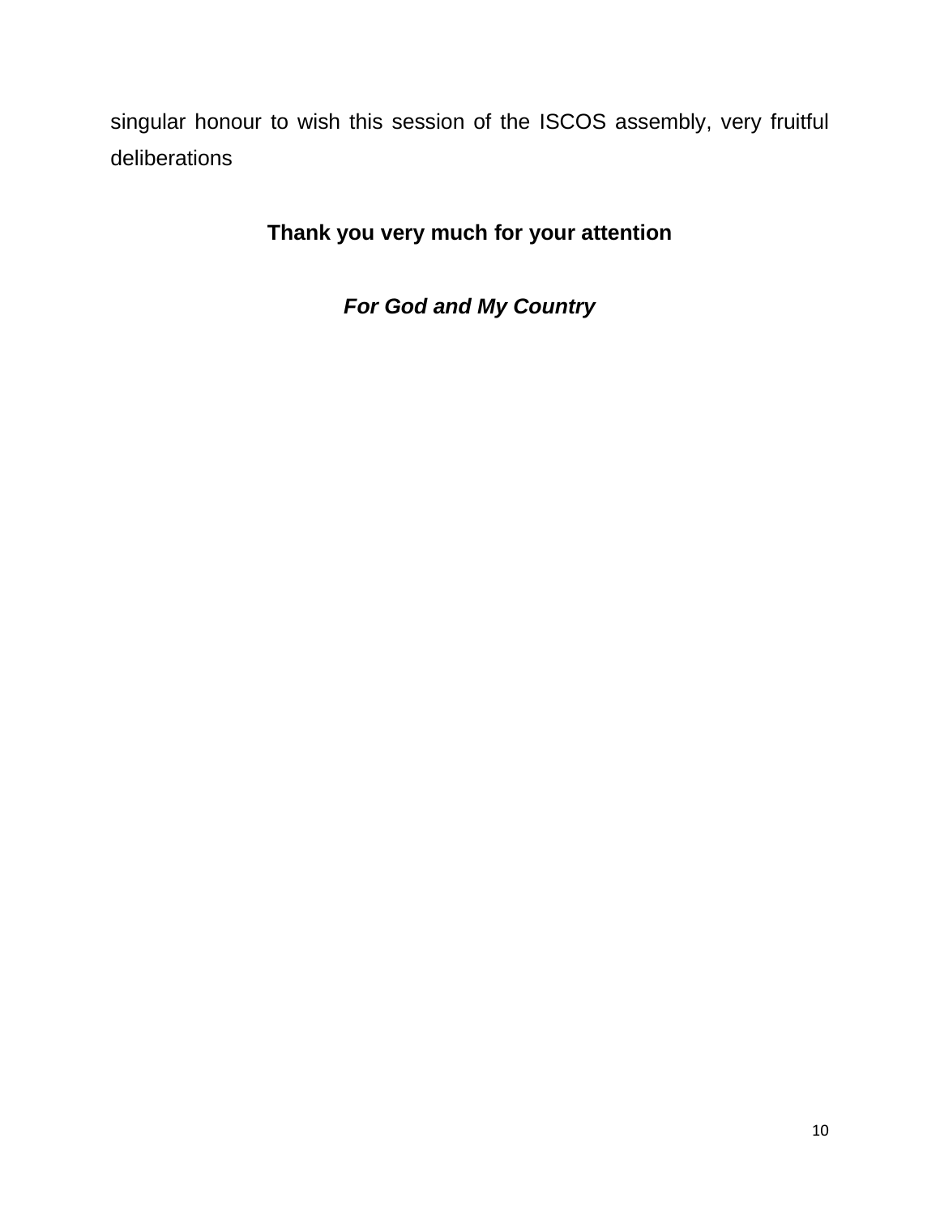singular honour to wish this session of the ISCOS assembly, very fruitful deliberations

**Thank you very much for your attention**

***For God and My Country***